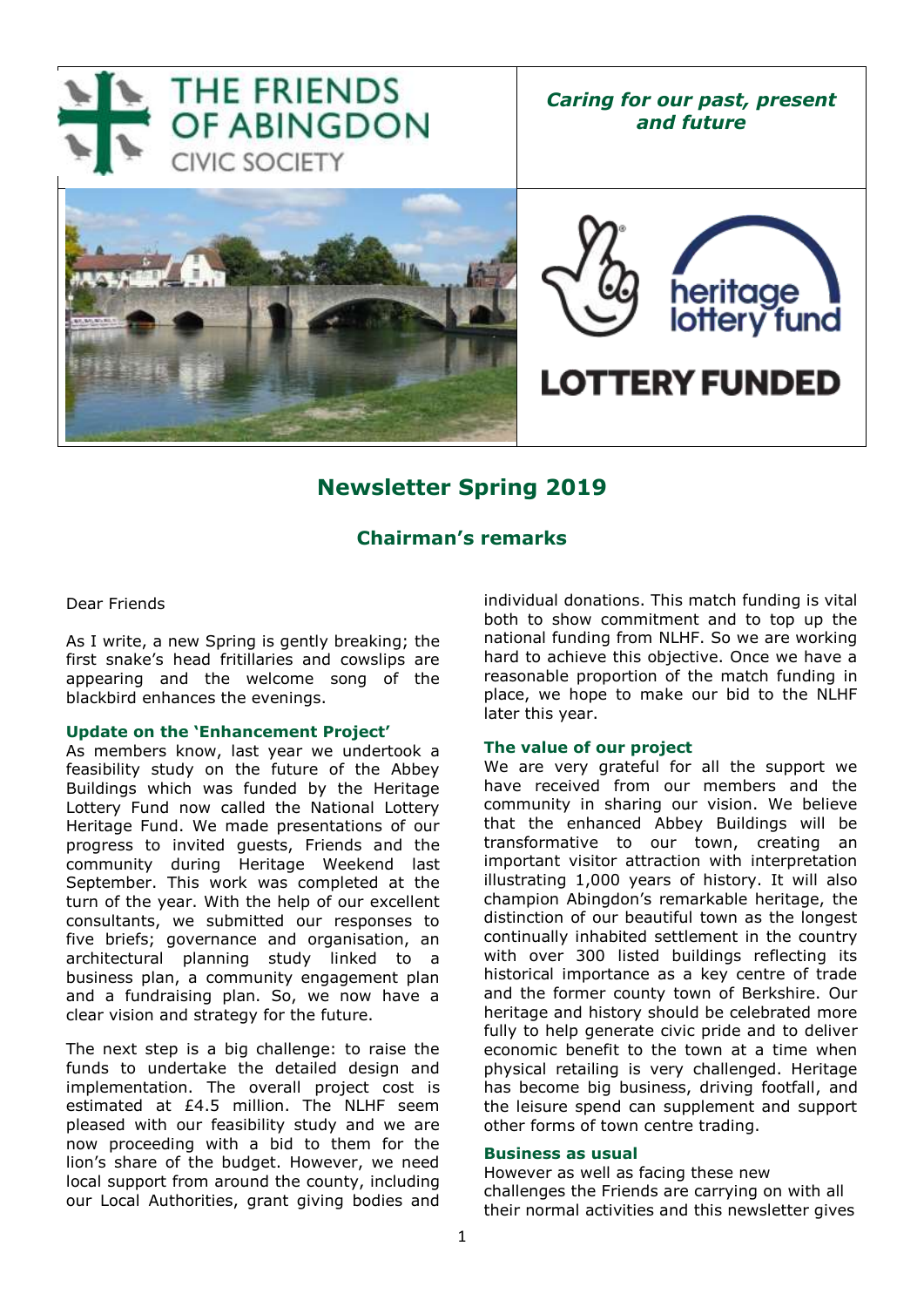# THE FRIENDS OF ABINGDON CIVIC SOCIETY

***Caring for our past, present and future***

heritage lottery fund

LOTTERY FUNDED

## Newsletter Spring 2019

### Chairman's remarks

Dear Friends

As I write, a new Spring is gently breaking; the first snake's head fritillaries and cowslips are appearing and the welcome song of the blackbird enhances the evenings.

**Update on the 'Enhancement Project'**

As members know, last year we undertook a feasibility study on the future of the Abbey Buildings which was funded by the Heritage Lottery Fund now called the National Lottery Heritage Fund. We made presentations of our progress to invited guests, Friends and the community during Heritage Weekend last September. This work was completed at the turn of the year. With the help of our excellent consultants, we submitted our responses to five briefs; governance and organisation, an architectural planning study linked to a business plan, a community engagement plan and a fundraising plan. So, we now have a clear vision and strategy for the future.

The next step is a big challenge: to raise the funds to undertake the detailed design and implementation. The overall project cost is estimated at £4.5 million. The NLHF seem pleased with our feasibility study and we are now proceeding with a bid to them for the lion's share of the budget. However, we need local support from around the county, including our Local Authorities, grant giving bodies and individual donations. This match funding is vital both to show commitment and to top up the national funding from NLHF. So we are working hard to achieve this objective. Once we have a reasonable proportion of the match funding in place, we hope to make our bid to the NLHF later this year.

**The value of our project**

We are very grateful for all the support we have received from our members and the community in sharing our vision. We believe that the enhanced Abbey Buildings will be transformative to our town, creating an important visitor attraction with interpretation illustrating 1,000 years of history. It will also champion Abingdon's remarkable heritage, the distinction of our beautiful town as the longest continually inhabited settlement in the country with over 300 listed buildings reflecting its historical importance as a key centre of trade and the former county town of Berkshire. Our heritage and history should be celebrated more fully to help generate civic pride and to deliver economic benefit to the town at a time when physical retailing is very challenged. Heritage has become big business, driving footfall, and the leisure spend can supplement and support other forms of town centre trading.

**Business as usual**

However as well as facing these new challenges the Friends are carrying on with all their normal activities and this newsletter gives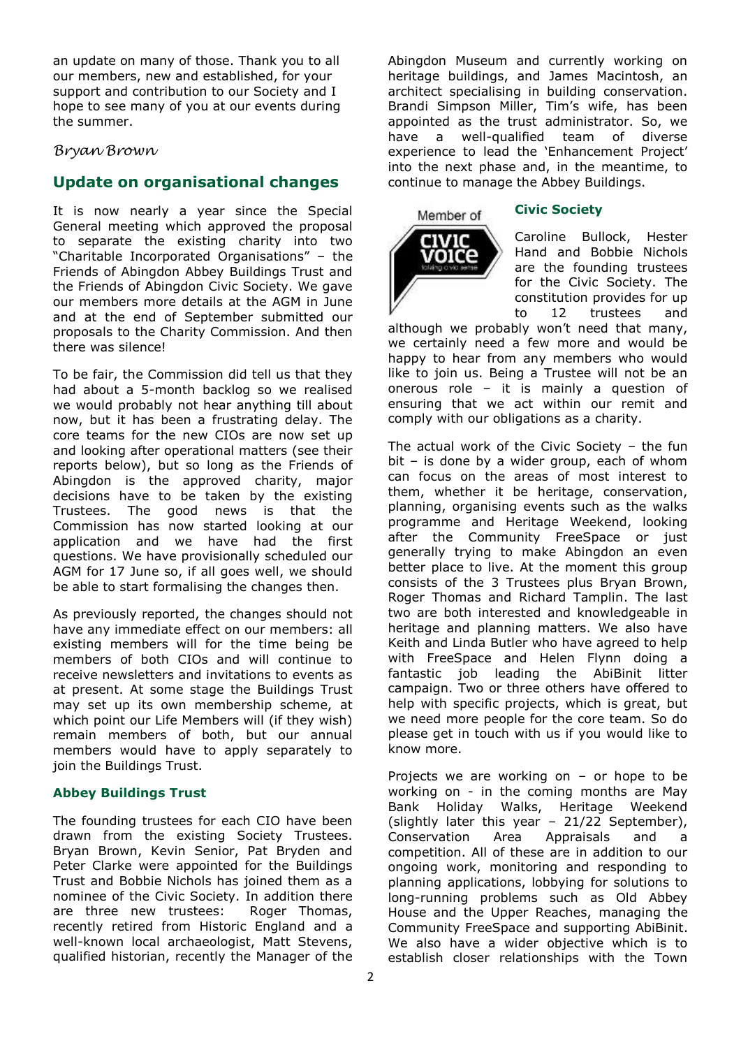an update on many of those. Thank you to all our members, new and established, for your support and contribution to our Society and I hope to see many of you at our events during the summer.

*Bryan Brown*

## Update on organisational changes

It is now nearly a year since the Special General meeting which approved the proposal to separate the existing charity into two "Charitable Incorporated Organisations" – the Friends of Abingdon Abbey Buildings Trust and the Friends of Abingdon Civic Society. We gave our members more details at the AGM in June and at the end of September submitted our proposals to the Charity Commission. And then there was silence!

To be fair, the Commission did tell us that they had about a 5-month backlog so we realised we would probably not hear anything till about now, but it has been a frustrating delay. The core teams for the new CIOs are now set up and looking after operational matters (see their reports below), but so long as the Friends of Abingdon is the approved charity, major decisions have to be taken by the existing Trustees. The good news is that the Commission has now started looking at our application and we have had the first questions. We have provisionally scheduled our AGM for 17 June so, if all goes well, we should be able to start formalising the changes then.

As previously reported, the changes should not have any immediate effect on our members: all existing members will for the time being be members of both CIOs and will continue to receive newsletters and invitations to events as at present. At some stage the Buildings Trust may set up its own membership scheme, at which point our Life Members will (if they wish) remain members of both, but our annual members would have to apply separately to join the Buildings Trust.

### Abbey Buildings Trust

The founding trustees for each CIO have been drawn from the existing Society Trustees. Bryan Brown, Kevin Senior, Pat Bryden and Peter Clarke were appointed for the Buildings Trust and Bobbie Nichols has joined them as a nominee of the Civic Society. In addition there are three new trustees: Roger Thomas, recently retired from Historic England and a well-known local archaeologist, Matt Stevens, qualified historian, recently the Manager of the Abingdon Museum and currently working on heritage buildings, and James Macintosh, an architect specialising in building conservation. Brandi Simpson Miller, Tim's wife, has been appointed as the trust administrator. So, we have a well-qualified team of diverse experience to lead the 'Enhancement Project' into the next phase and, in the meantime, to continue to manage the Abbey Buildings.

### Civic Society

Caroline Bullock, Hester Hand and Bobbie Nichols are the founding trustees for the Civic Society. The constitution provides for up to 12 trustees and although we probably won't need that many, we certainly need a few more and would be happy to hear from any members who would like to join us. Being a Trustee will not be an onerous role – it is mainly a question of ensuring that we act within our remit and comply with our obligations as a charity.

The actual work of the Civic Society – the fun bit – is done by a wider group, each of whom can focus on the areas of most interest to them, whether it be heritage, conservation, planning, organising events such as the walks programme and Heritage Weekend, looking after the Community FreeSpace or just generally trying to make Abingdon an even better place to live. At the moment this group consists of the 3 Trustees plus Bryan Brown, Roger Thomas and Richard Tamplin. The last two are both interested and knowledgeable in heritage and planning matters. We also have Keith and Linda Butler who have agreed to help with FreeSpace and Helen Flynn doing a fantastic job leading the AbiBinit litter campaign. Two or three others have offered to help with specific projects, which is great, but we need more people for the core team. So do please get in touch with us if you would like to know more.

Projects we are working on – or hope to be working on - in the coming months are May Bank Holiday Walks, Heritage Weekend (slightly later this year – 21/22 September), Conservation Area Appraisals and a competition. All of these are in addition to our ongoing work, monitoring and responding to planning applications, lobbying for solutions to long-running problems such as Old Abbey House and the Upper Reaches, managing the Community FreeSpace and supporting AbiBinit. We also have a wider objective which is to establish closer relationships with the Town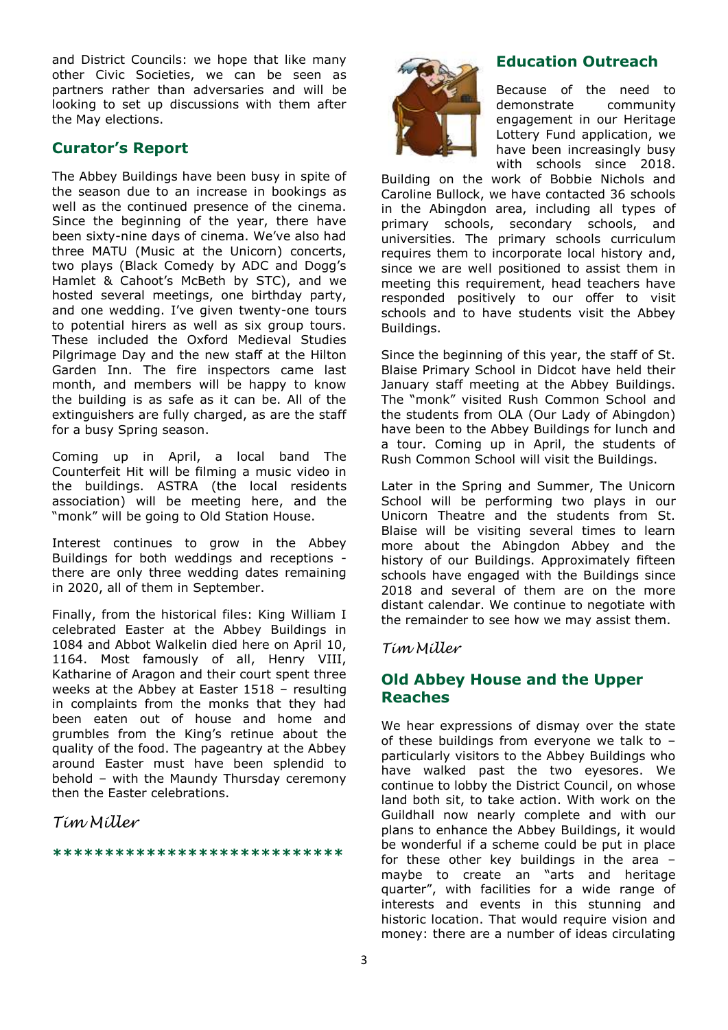and District Councils: we hope that like many other Civic Societies, we can be seen as partners rather than adversaries and will be looking to set up discussions with them after the May elections.

## Curator's Report

The Abbey Buildings have been busy in spite of the season due to an increase in bookings as well as the continued presence of the cinema. Since the beginning of the year, there have been sixty-nine days of cinema. We've also had three MATU (Music at the Unicorn) concerts, two plays (Black Comedy by ADC and Dogg's Hamlet & Cahoot's McBeth by STC), and we hosted several meetings, one birthday party, and one wedding. I've given twenty-one tours to potential hirers as well as six group tours. These included the Oxford Medieval Studies Pilgrimage Day and the new staff at the Hilton Garden Inn. The fire inspectors came last month, and members will be happy to know the building is as safe as it can be. All of the extinguishers are fully charged, as are the staff for a busy Spring season.

Coming up in April, a local band The Counterfeit Hit will be filming a music video in the buildings. ASTRA (the local residents association) will be meeting here, and the "monk" will be going to Old Station House.

Interest continues to grow in the Abbey Buildings for both weddings and receptions - there are only three wedding dates remaining in 2020, all of them in September.

Finally, from the historical files: King William I celebrated Easter at the Abbey Buildings in 1084 and Abbot Walkelin died here on April 10, 1164. Most famously of all, Henry VIII, Katharine of Aragon and their court spent three weeks at the Abbey at Easter 1518 – resulting in complaints from the monks that they had been eaten out of house and home and grumbles from the King's retinue about the quality of the food. The pageantry at the Abbey around Easter must have been splendid to behold – with the Maundy Thursday ceremony then the Easter celebrations.

*Tim Miller*

****************************

## Education Outreach

Because of the need to demonstrate community engagement in our Heritage Lottery Fund application, we have been increasingly busy with schools since 2018. Building on the work of Bobbie Nichols and Caroline Bullock, we have contacted 36 schools in the Abingdon area, including all types of primary schools, secondary schools, and universities. The primary schools curriculum requires them to incorporate local history and, since we are well positioned to assist them in meeting this requirement, head teachers have responded positively to our offer to visit schools and to have students visit the Abbey Buildings.

Since the beginning of this year, the staff of St. Blaise Primary School in Didcot have held their January staff meeting at the Abbey Buildings. The "monk" visited Rush Common School and the students from OLA (Our Lady of Abingdon) have been to the Abbey Buildings for lunch and a tour. Coming up in April, the students of Rush Common School will visit the Buildings.

Later in the Spring and Summer, The Unicorn School will be performing two plays in our Unicorn Theatre and the students from St. Blaise will be visiting several times to learn more about the Abingdon Abbey and the history of our Buildings. Approximately fifteen schools have engaged with the Buildings since 2018 and several of them are on the more distant calendar. We continue to negotiate with the remainder to see how we may assist them.

*Tim Miller*

## Old Abbey House and the Upper Reaches

We hear expressions of dismay over the state of these buildings from everyone we talk to – particularly visitors to the Abbey Buildings who have walked past the two eyesores. We continue to lobby the District Council, on whose land both sit, to take action. With work on the Guildhall now nearly complete and with our plans to enhance the Abbey Buildings, it would be wonderful if a scheme could be put in place for these other key buildings in the area – maybe to create an "arts and heritage quarter", with facilities for a wide range of interests and events in this stunning and historic location. That would require vision and money: there are a number of ideas circulating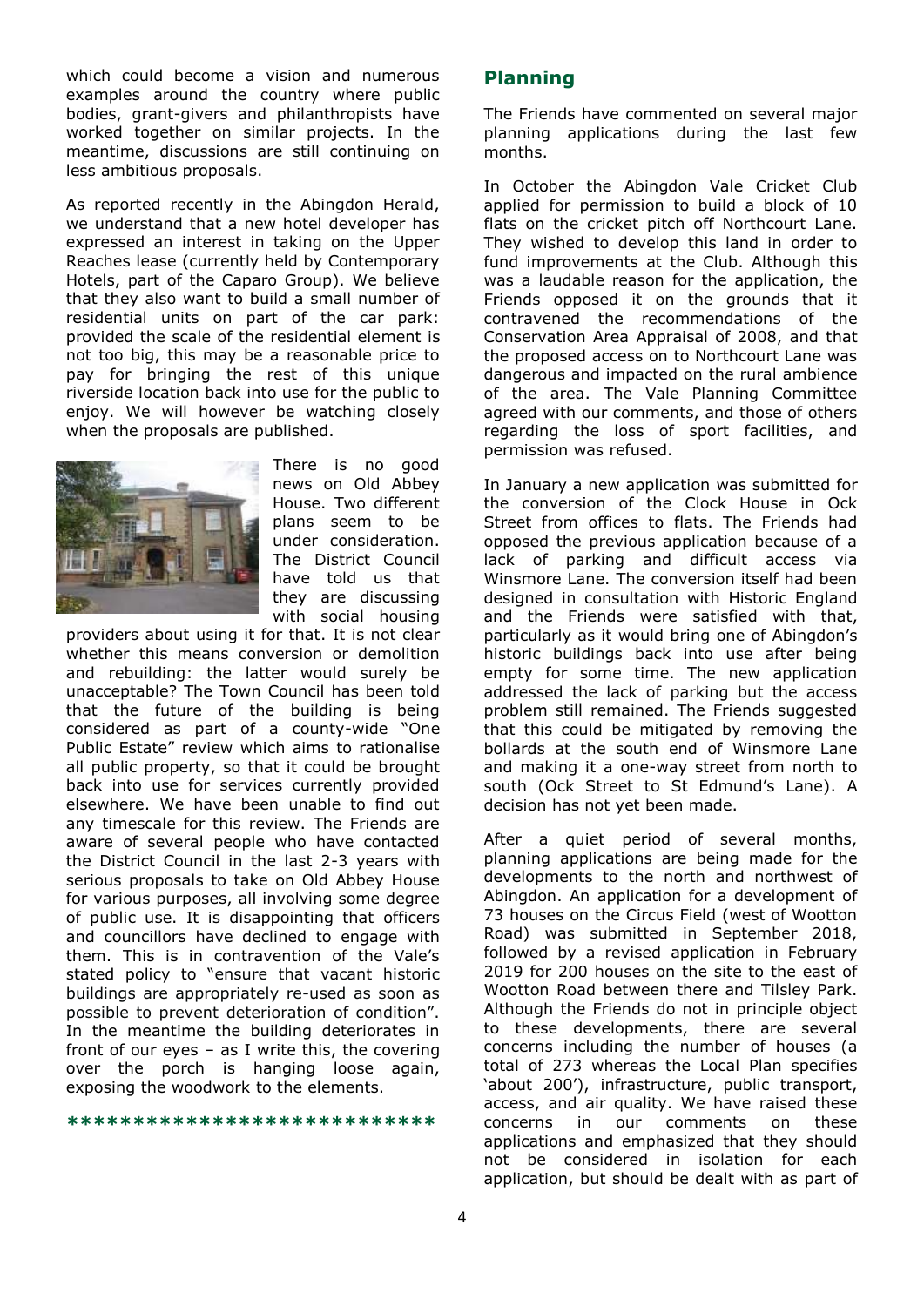which could become a vision and numerous examples around the country where public bodies, grant-givers and philanthropists have worked together on similar projects. In the meantime, discussions are still continuing on less ambitious proposals.

As reported recently in the Abingdon Herald, we understand that a new hotel developer has expressed an interest in taking on the Upper Reaches lease (currently held by Contemporary Hotels, part of the Caparo Group). We believe that they also want to build a small number of residential units on part of the car park: provided the scale of the residential element is not too big, this may be a reasonable price to pay for bringing the rest of this unique riverside location back into use for the public to enjoy. We will however be watching closely when the proposals are published.

There is no good news on Old Abbey House. Two different plans seem to be under consideration. The District Council have told us that they are discussing with social housing providers about using it for that. It is not clear whether this means conversion or demolition and rebuilding: the latter would surely be unacceptable? The Town Council has been told that the future of the building is being considered as part of a county-wide "One Public Estate" review which aims to rationalise all public property, so that it could be brought back into use for services currently provided elsewhere. We have been unable to find out any timescale for this review. The Friends are aware of several people who have contacted the District Council in the last 2-3 years with serious proposals to take on Old Abbey House for various purposes, all involving some degree of public use. It is disappointing that officers and councillors have declined to engage with them. This is in contravention of the Vale's stated policy to "ensure that vacant historic buildings are appropriately re-used as soon as possible to prevent deterioration of condition". In the meantime the building deteriorates in front of our eyes – as I write this, the covering over the porch is hanging loose again, exposing the woodwork to the elements.

***************************

## Planning

The Friends have commented on several major planning applications during the last few months.

In October the Abingdon Vale Cricket Club applied for permission to build a block of 10 flats on the cricket pitch off Northcourt Lane. They wished to develop this land in order to fund improvements at the Club. Although this was a laudable reason for the application, the Friends opposed it on the grounds that it contravened the recommendations of the Conservation Area Appraisal of 2008, and that the proposed access on to Northcourt Lane was dangerous and impacted on the rural ambience of the area. The Vale Planning Committee agreed with our comments, and those of others regarding the loss of sport facilities, and permission was refused.

In January a new application was submitted for the conversion of the Clock House in Ock Street from offices to flats. The Friends had opposed the previous application because of a lack of parking and difficult access via Winsmore Lane. The conversion itself had been designed in consultation with Historic England and the Friends were satisfied with that, particularly as it would bring one of Abingdon's historic buildings back into use after being empty for some time. The new application addressed the lack of parking but the access problem still remained. The Friends suggested that this could be mitigated by removing the bollards at the south end of Winsmore Lane and making it a one-way street from north to south (Ock Street to St Edmund's Lane). A decision has not yet been made.

After a quiet period of several months, planning applications are being made for the developments to the north and northwest of Abingdon. An application for a development of 73 houses on the Circus Field (west of Wootton Road) was submitted in September 2018, followed by a revised application in February 2019 for 200 houses on the site to the east of Wootton Road between there and Tilsley Park. Although the Friends do not in principle object to these developments, there are several concerns including the number of houses (a total of 273 whereas the Local Plan specifies 'about 200'), infrastructure, public transport, access, and air quality. We have raised these concerns in our comments on these applications and emphasized that they should not be considered in isolation for each application, but should be dealt with as part of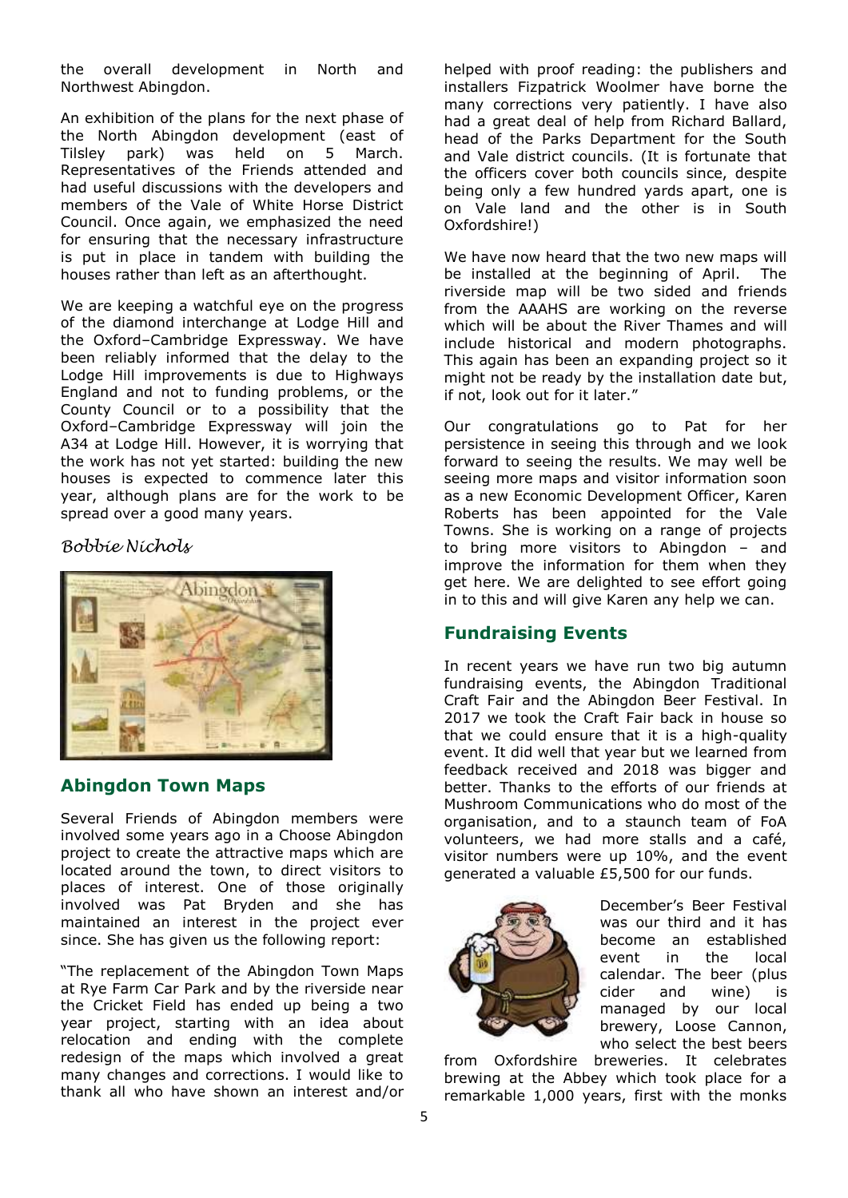the overall development in North and Northwest Abingdon.

An exhibition of the plans for the next phase of the North Abingdon development (east of Tilsley park) was held on 5 March. Representatives of the Friends attended and had useful discussions with the developers and members of the Vale of White Horse District Council. Once again, we emphasized the need for ensuring that the necessary infrastructure is put in place in tandem with building the houses rather than left as an afterthought.

We are keeping a watchful eye on the progress of the diamond interchange at Lodge Hill and the Oxford–Cambridge Expressway. We have been reliably informed that the delay to the Lodge Hill improvements is due to Highways England and not to funding problems, or the County Council or to a possibility that the Oxford–Cambridge Expressway will join the A34 at Lodge Hill. However, it is worrying that the work has not yet started: building the new houses is expected to commence later this year, although plans are for the work to be spread over a good many years.

*Bobbie Nichols*

## Abingdon Town Maps

Several Friends of Abingdon members were involved some years ago in a Choose Abingdon project to create the attractive maps which are located around the town, to direct visitors to places of interest. One of those originally involved was Pat Bryden and she has maintained an interest in the project ever since. She has given us the following report:

"The replacement of the Abingdon Town Maps at Rye Farm Car Park and by the riverside near the Cricket Field has ended up being a two year project, starting with an idea about relocation and ending with the complete redesign of the maps which involved a great many changes and corrections. I would like to thank all who have shown an interest and/or helped with proof reading: the publishers and installers Fizpatrick Woolmer have borne the many corrections very patiently. I have also had a great deal of help from Richard Ballard, head of the Parks Department for the South and Vale district councils. (It is fortunate that the officers cover both councils since, despite being only a few hundred yards apart, one is on Vale land and the other is in South Oxfordshire!)

We have now heard that the two new maps will be installed at the beginning of April. The riverside map will be two sided and friends from the AAAHS are working on the reverse which will be about the River Thames and will include historical and modern photographs. This again has been an expanding project so it might not be ready by the installation date but, if not, look out for it later."

Our congratulations go to Pat for her persistence in seeing this through and we look forward to seeing the results. We may well be seeing more maps and visitor information soon as a new Economic Development Officer, Karen Roberts has been appointed for the Vale Towns. She is working on a range of projects to bring more visitors to Abingdon – and improve the information for them when they get here. We are delighted to see effort going in to this and will give Karen any help we can.

## Fundraising Events

In recent years we have run two big autumn fundraising events, the Abingdon Traditional Craft Fair and the Abingdon Beer Festival. In 2017 we took the Craft Fair back in house so that we could ensure that it is a high-quality event. It did well that year but we learned from feedback received and 2018 was bigger and better. Thanks to the efforts of our friends at Mushroom Communications who do most of the organisation, and to a staunch team of FoA volunteers, we had more stalls and a café, visitor numbers were up 10%, and the event generated a valuable £5,500 for our funds.

December's Beer Festival was our third and it has become an established event in the local calendar. The beer (plus cider and wine) is managed by our local brewery, Loose Cannon, who select the best beers from Oxfordshire breweries. It celebrates brewing at the Abbey which took place for a remarkable 1,000 years, first with the monks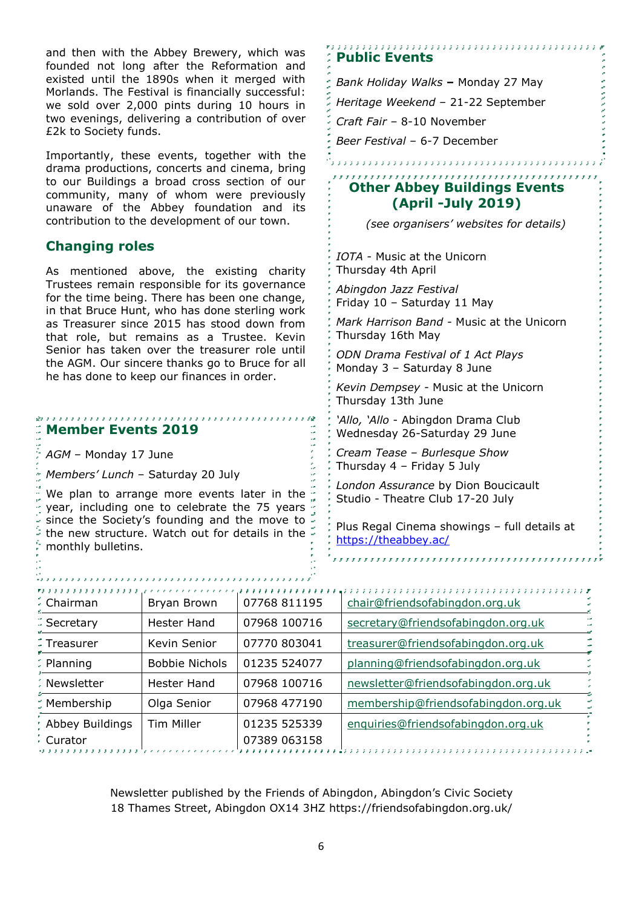and then with the Abbey Brewery, which was founded not long after the Reformation and existed until the 1890s when it merged with Morlands. The Festival is financially successful: we sold over 2,000 pints during 10 hours in two evenings, delivering a contribution of over £2k to Society funds.

Importantly, these events, together with the drama productions, concerts and cinema, bring to our Buildings a broad cross section of our community, many of whom were previously unaware of the Abbey foundation and its contribution to the development of our town.

## Changing roles

As mentioned above, the existing charity Trustees remain responsible for its governance for the time being. There has been one change, in that Bruce Hunt, who has done sterling work as Treasurer since 2015 has stood down from that role, but remains as a Trustee. Kevin Senior has taken over the treasurer role until the AGM. Our sincere thanks go to Bruce for all he has done to keep our finances in order.

## Member Events 2019

*AGM* – Monday 17 June

*Members' Lunch* – Saturday 20 July

We plan to arrange more events later in the year, including one to celebrate the 75 years since the Society's founding and the move to the new structure. Watch out for details in the monthly bulletins.

## Public Events

*Bank Holiday Walks* **–** Monday 27 May

*Heritage Weekend* – 21-22 September

*Craft Fair* – 8-10 November

*Beer Festival* – 6-7 December

## Other Abbey Buildings Events (April -July 2019)

*(see organisers' websites for details)*

*IOTA* - Music at the Unicorn
Thursday 4th April

*Abingdon Jazz Festival*
Friday 10 – Saturday 11 May

*Mark Harrison Band* - Music at the Unicorn
Thursday 16th May

*ODN Drama Festival of 1 Act Plays*
Monday 3 – Saturday 8 June

*Kevin Dempsey* - Music at the Unicorn
Thursday 13th June

*'Allo, 'Allo* - Abingdon Drama Club
Wednesday 26-Saturday 29 June

*Cream Tease – Burlesque Show*
Thursday 4 – Friday 5 July

*London Assurance* by Dion Boucicault
Studio - Theatre Club 17-20 July

Plus Regal Cinema showings – full details at https://theabbey.ac/

| | | | |
|---|---|---|---|
| Chairman | Bryan Brown | 07768 811195 | chair@friendsofabingdon.org.uk |
| Secretary | Hester Hand | 07968 100716 | secretary@friendsofabingdon.org.uk |
| Treasurer | Kevin Senior | 07770 803041 | treasurer@friendsofabingdon.org.uk |
| Planning | Bobbie Nichols | 01235 524077 | planning@friendsofabingdon.org.uk |
| Newsletter | Hester Hand | 07968 100716 | newsletter@friendsofabingdon.org.uk |
| Membership | Olga Senior | 07968 477190 | membership@friendsofabingdon.org.uk |
| Abbey Buildings Curator | Tim Miller | 01235 525339<br>07389 063158 | enquiries@friendsofabingdon.org.uk |

Newsletter published by the Friends of Abingdon, Abingdon's Civic Society
18 Thames Street, Abingdon OX14 3HZ https://friendsofabingdon.org.uk/